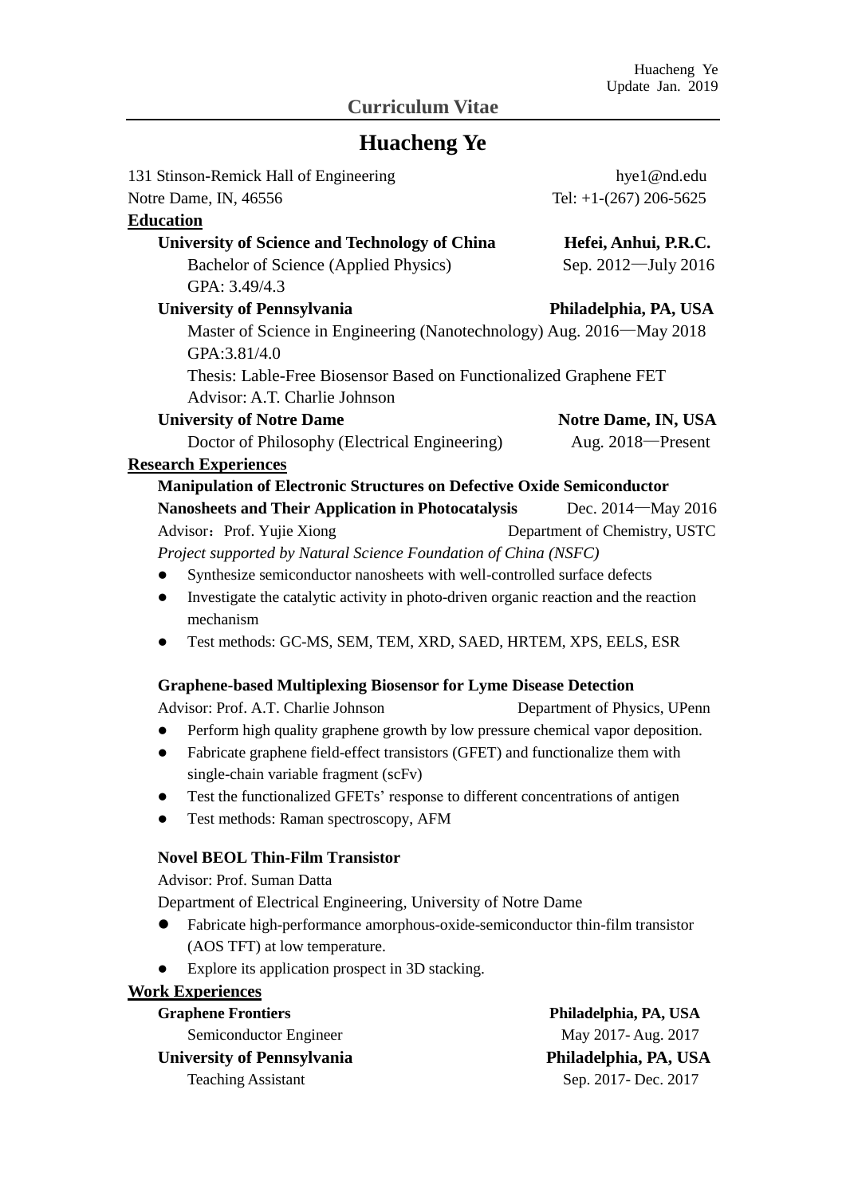Huacheng Ye
Update Jan. 2019

## Curriculum Vitae

# Huacheng Ye

131 Stinson-Remick Hall of Engineering hye1@nd.edu
Notre Dame, IN, 46556 Tel: +1-(267) 206-5625

## Education

**University of Science and Technology of China** **Hefei, Anhui, P.R.C.**
Bachelor of Science (Applied Physics) Sep. 2012—July 2016
GPA: 3.49/4.3

**University of Pennsylvania** **Philadelphia, PA, USA**
Master of Science in Engineering (Nanotechnology) Aug. 2016—May 2018
GPA:3.81/4.0
Thesis: Lable-Free Biosensor Based on Functionalized Graphene FET
Advisor: A.T. Charlie Johnson

**University of Notre Dame** **Notre Dame, IN, USA**
Doctor of Philosophy (Electrical Engineering) Aug. 2018—Present

## Research Experiences

**Manipulation of Electronic Structures on Defective Oxide Semiconductor Nanosheets and Their Application in Photocatalysis** Dec. 2014—May 2016
Advisor：Prof. Yujie Xiong Department of Chemistry, USTC
*Project supported by Natural Science Foundation of China (NSFC)*

- Synthesize semiconductor nanosheets with well-controlled surface defects
- Investigate the catalytic activity in photo-driven organic reaction and the reaction mechanism
- Test methods: GC-MS, SEM, TEM, XRD, SAED, HRTEM, XPS, EELS, ESR

**Graphene-based Multiplexing Biosensor for Lyme Disease Detection**
Advisor: Prof. A.T. Charlie Johnson Department of Physics, UPenn

- Perform high quality graphene growth by low pressure chemical vapor deposition.
- Fabricate graphene field-effect transistors (GFET) and functionalize them with single-chain variable fragment (scFv)
- Test the functionalized GFETs' response to different concentrations of antigen
- Test methods: Raman spectroscopy, AFM

**Novel BEOL Thin-Film Transistor**
Advisor: Prof. Suman Datta
Department of Electrical Engineering, University of Notre Dame

- Fabricate high-performance amorphous-oxide-semiconductor thin-film transistor (AOS TFT) at low temperature.
- Explore its application prospect in 3D stacking.

## Work Experiences

**Graphene Frontiers** **Philadelphia, PA, USA**
Semiconductor Engineer May 2017- Aug. 2017

**University of Pennsylvania** **Philadelphia, PA, USA**
Teaching Assistant Sep. 2017- Dec. 2017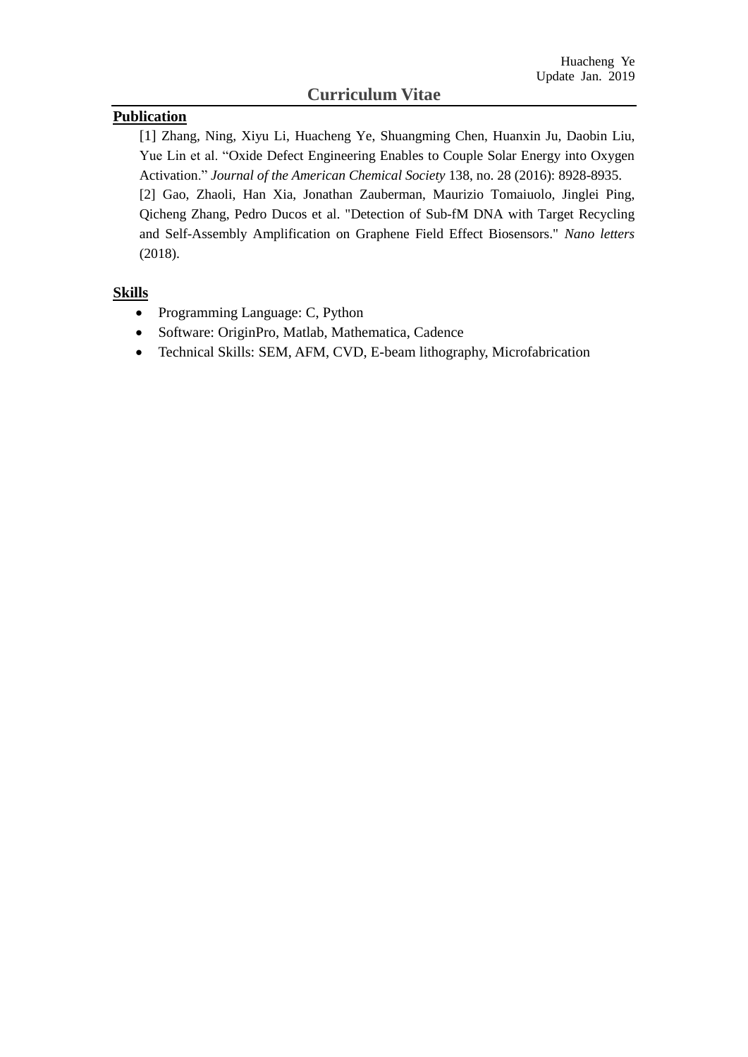Huacheng Ye
Update Jan. 2019

# Curriculum Vitae

## Publication

[1] Zhang, Ning, Xiyu Li, Huacheng Ye, Shuangming Chen, Huanxin Ju, Daobin Liu, Yue Lin et al. "Oxide Defect Engineering Enables to Couple Solar Energy into Oxygen Activation." *Journal of the American Chemical Society* 138, no. 28 (2016): 8928-8935.

[2] Gao, Zhaoli, Han Xia, Jonathan Zauberman, Maurizio Tomaiuolo, Jinglei Ping, Qicheng Zhang, Pedro Ducos et al. "Detection of Sub-fM DNA with Target Recycling and Self-Assembly Amplification on Graphene Field Effect Biosensors." *Nano letters* (2018).

## Skills

- Programming Language: C, Python
- Software: OriginPro, Matlab, Mathematica, Cadence
- Technical Skills: SEM, AFM, CVD, E-beam lithography, Microfabrication